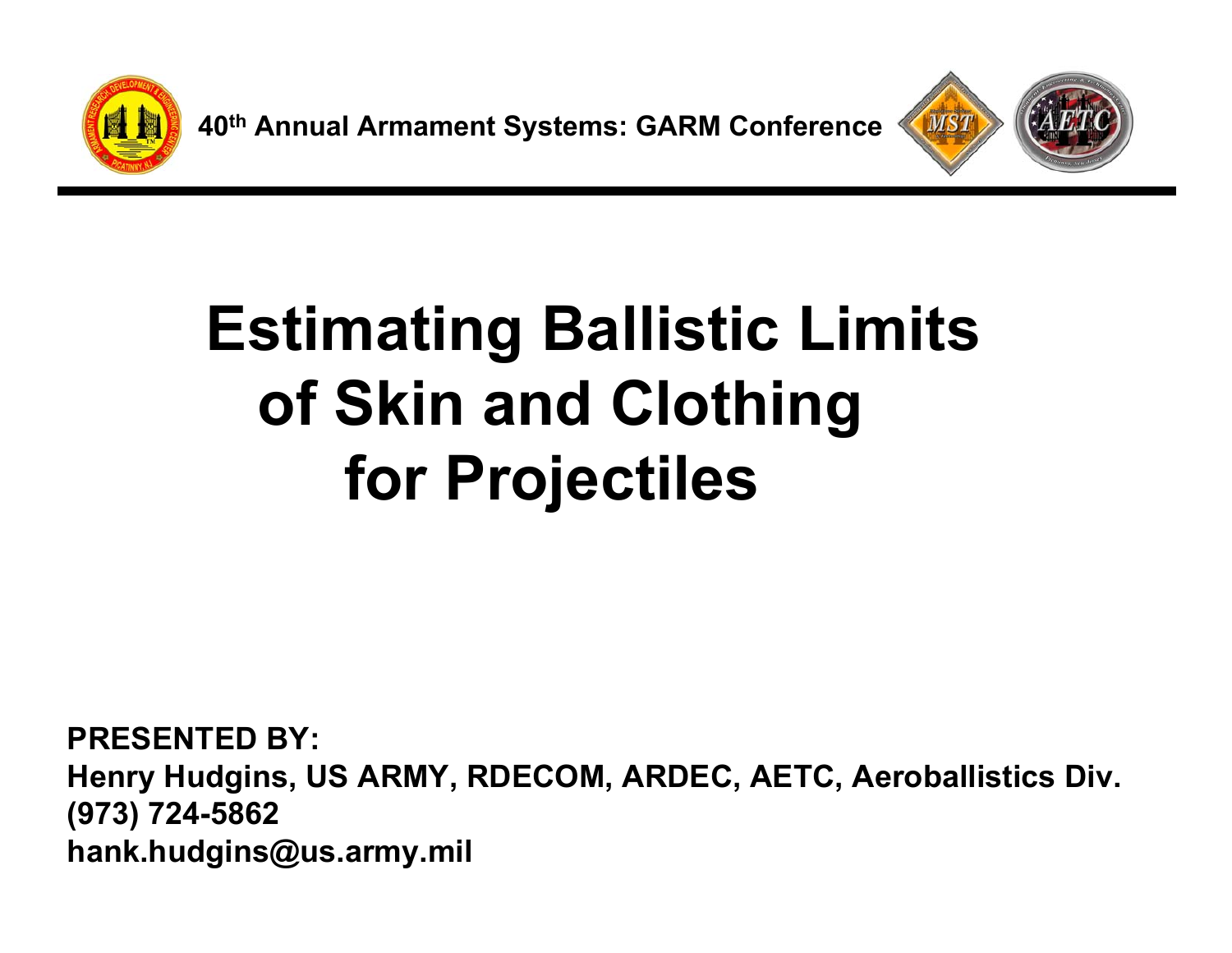40th Annual Armament Systems: GARM Conference

# Estimating Ballistic Limits of Skin and Clothing for Projectiles

**PRESENTED BY:**
**Henry Hudgins, US ARMY, RDECOM, ARDEC, AETC, Aeroballistics Div.**
**(973) 724-5862**
**hank.hudgins@us.army.mil**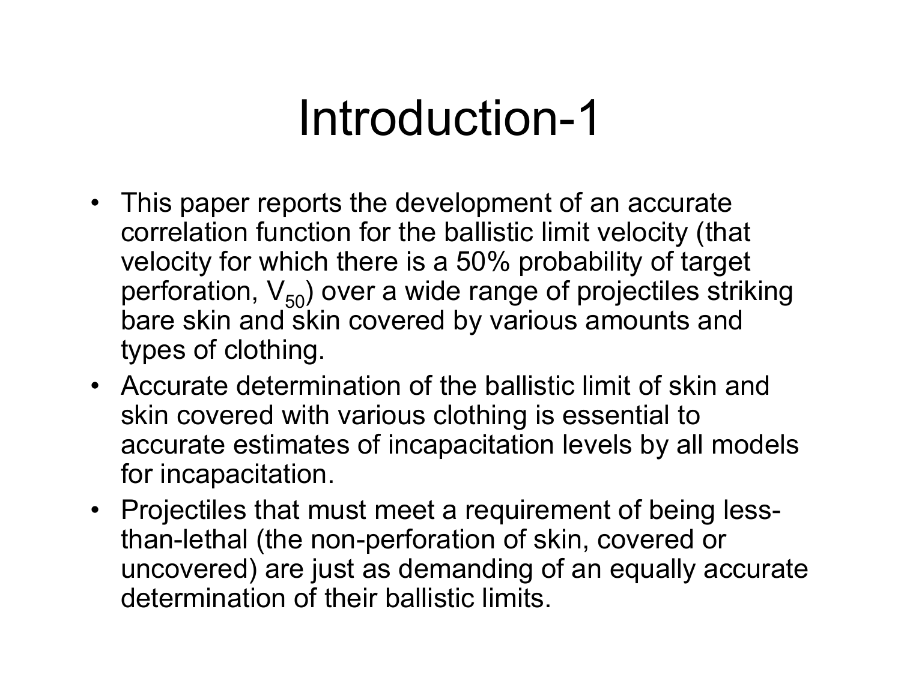# Introduction-1

- This paper reports the development of an accurate correlation function for the ballistic limit velocity (that velocity for which there is a 50% probability of target perforation, $V_{50}$) over a wide range of projectiles striking bare skin and skin covered by various amounts and types of clothing.
- Accurate determination of the ballistic limit of skin and skin covered with various clothing is essential to accurate estimates of incapacitation levels by all models for incapacitation.
- Projectiles that must meet a requirement of being less-than-lethal (the non-perforation of skin, covered or uncovered) are just as demanding of an equally accurate determination of their ballistic limits.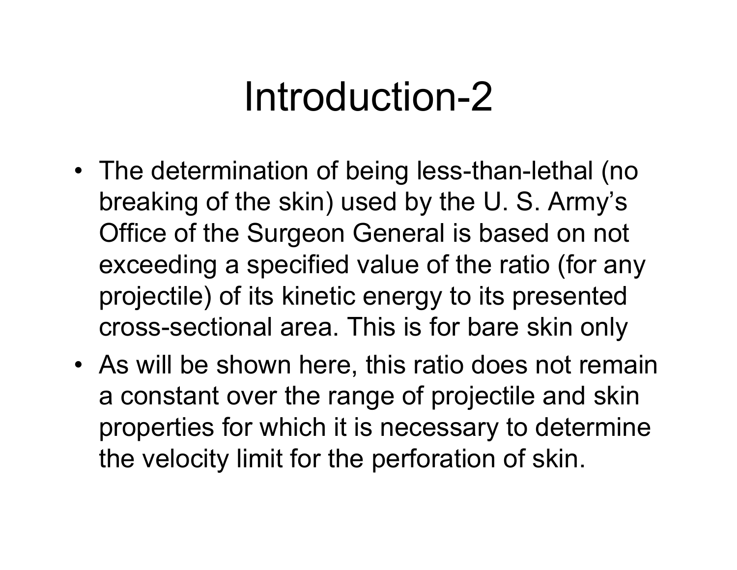# Introduction-2

- The determination of being less-than-lethal (no breaking of the skin) used by the U. S. Army's Office of the Surgeon General is based on not exceeding a specified value of the ratio (for any projectile) of its kinetic energy to its presented cross-sectional area. This is for bare skin only
- As will be shown here, this ratio does not remain a constant over the range of projectile and skin properties for which it is necessary to determine the velocity limit for the perforation of skin.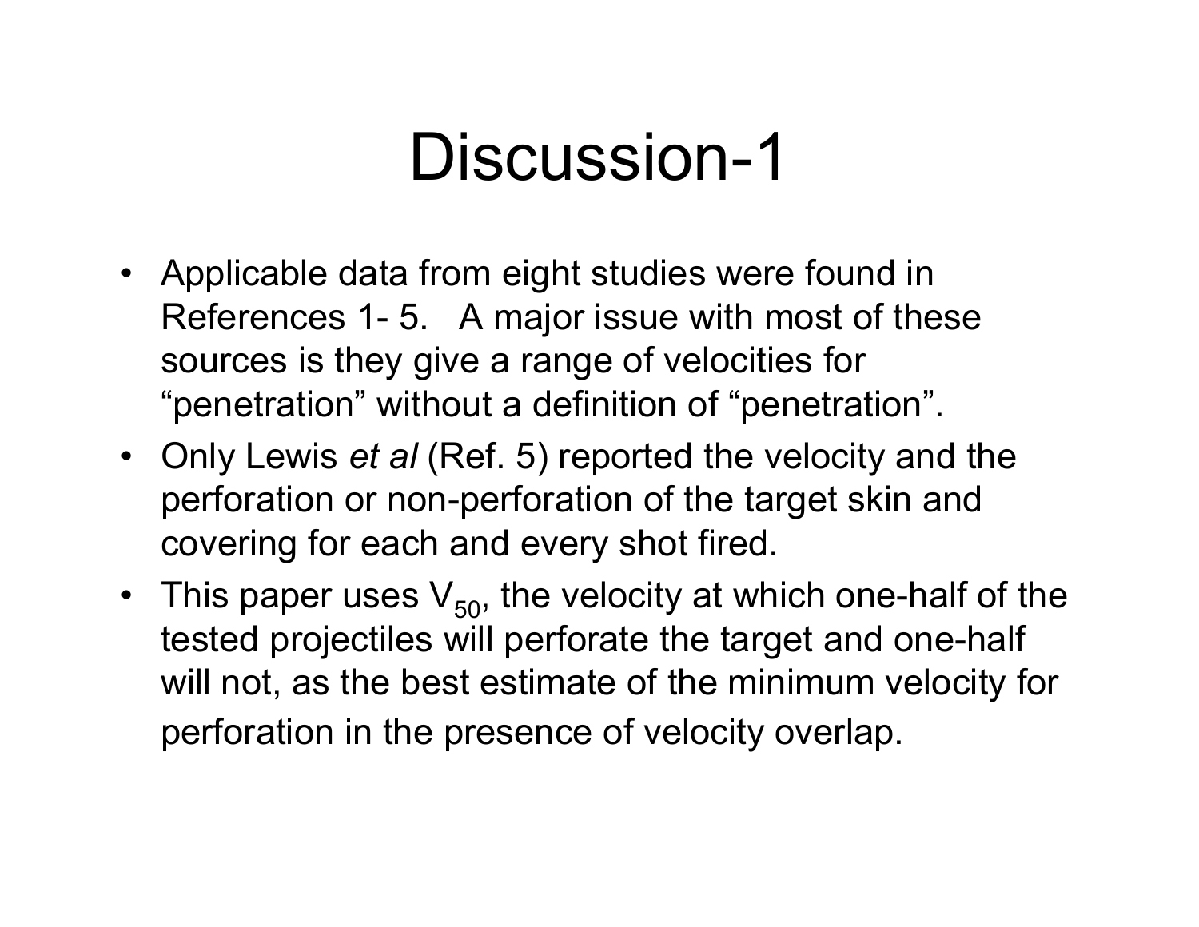# Discussion-1

- Applicable data from eight studies were found in References 1- 5. A major issue with most of these sources is they give a range of velocities for “penetration” without a definition of “penetration”.
- Only Lewis *et al* (Ref. 5) reported the velocity and the perforation or non-perforation of the target skin and covering for each and every shot fired.
- This paper uses $V_{50}$, the velocity at which one-half of the tested projectiles will perforate the target and one-half will not, as the best estimate of the minimum velocity for perforation in the presence of velocity overlap.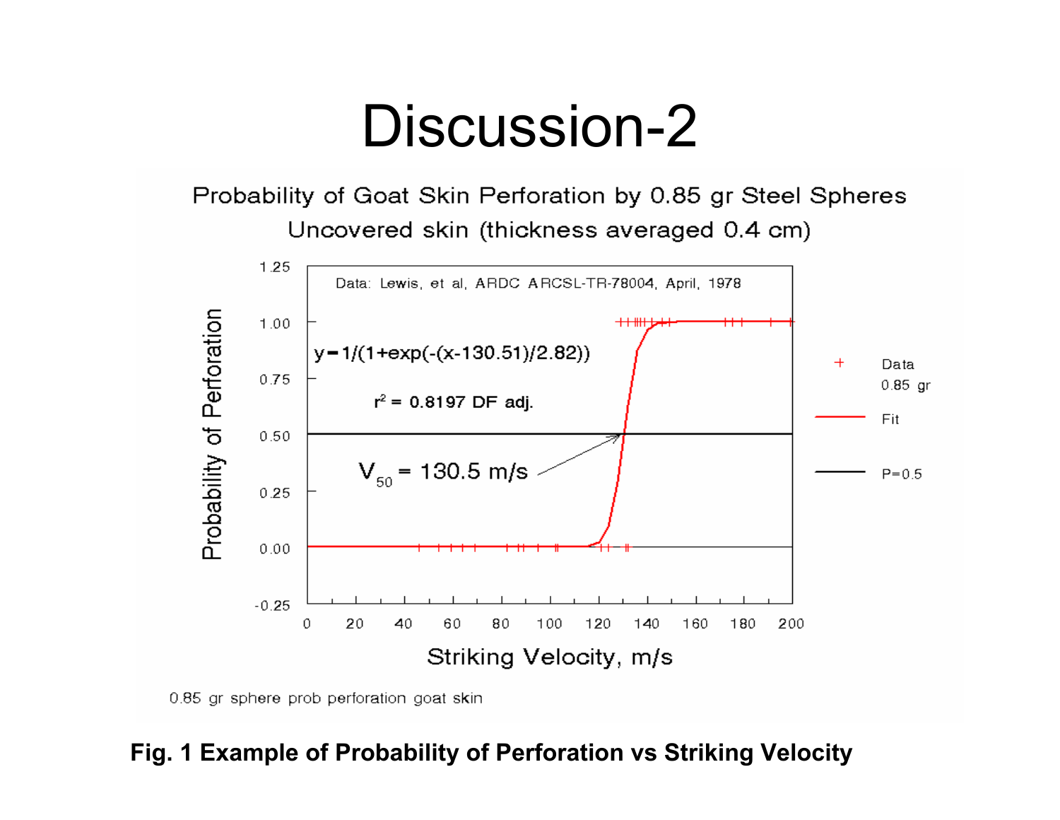# Discussion-2

Probability of Goat Skin Perforation by 0.85 gr Steel Spheres

Uncovered skin (thickness averaged 0.4 cm)

Data: Lewis, et al, ARDC ARCSL-TR-78004, April, 1978

$$y = 1/(1+\exp(-(x-130.51)/2.82))$$

$r^2 = 0.8197$ DF adj.

$V_{50} = 130.5$ m/s

Probability of Perforation

Striking Velocity, m/s

Legend: Data 0.85 gr; Fit; P=0.5

0.85 gr sphere prob perforation goat skin

**Fig. 1 Example of Probability of Perforation vs Striking Velocity**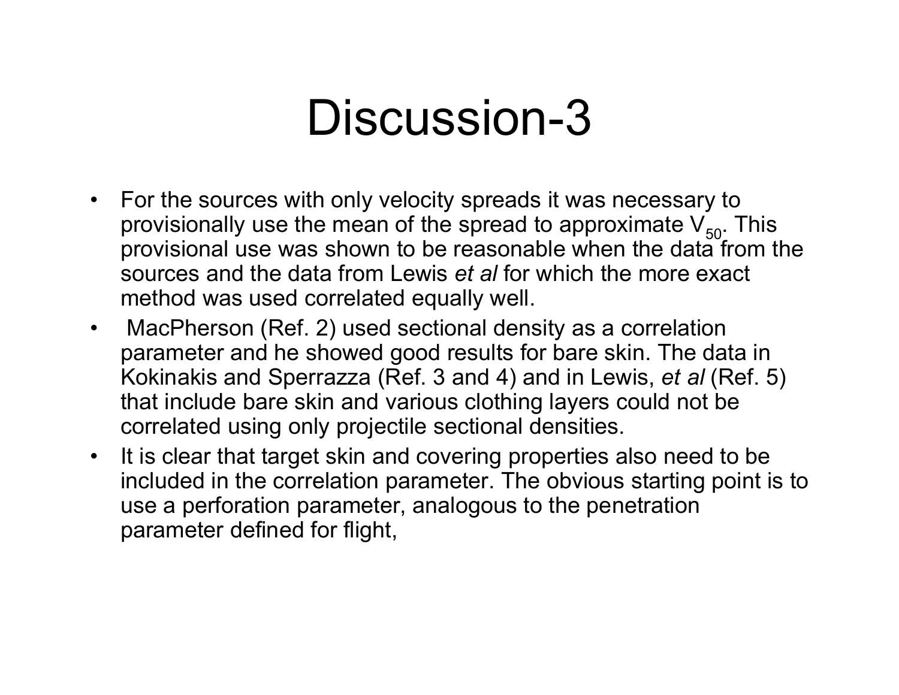# Discussion-3

- For the sources with only velocity spreads it was necessary to provisionally use the mean of the spread to approximate $V_{50}$. This provisional use was shown to be reasonable when the data from the sources and the data from Lewis *et al* for which the more exact method was used correlated equally well.
- MacPherson (Ref. 2) used sectional density as a correlation parameter and he showed good results for bare skin. The data in Kokinakis and Sperrazza (Ref. 3 and 4) and in Lewis, *et al* (Ref. 5) that include bare skin and various clothing layers could not be correlated using only projectile sectional densities.
- It is clear that target skin and covering properties also need to be included in the correlation parameter. The obvious starting point is to use a perforation parameter, analogous to the penetration parameter defined for flight,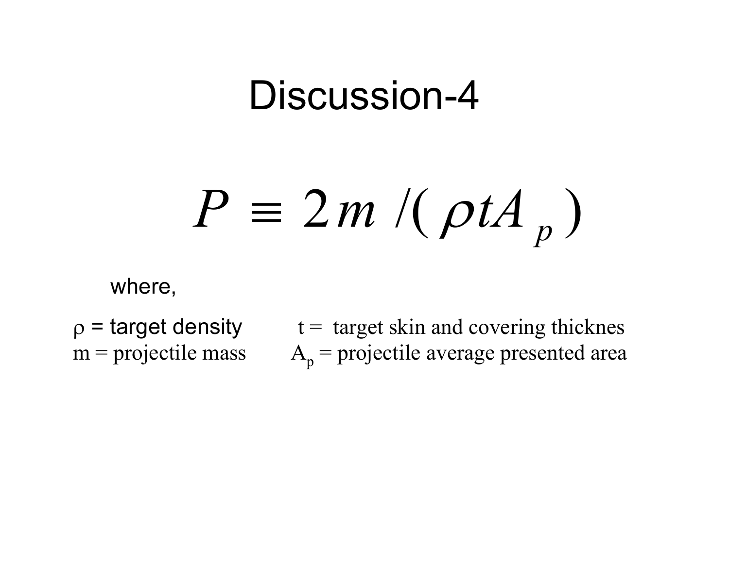# Discussion-4

$$P \equiv 2m / (\rho t A_p)$$

where,

$\rho$ = target density
t = target skin and covering thicknes
m = projectile mass
$A_p$ = projectile average presented area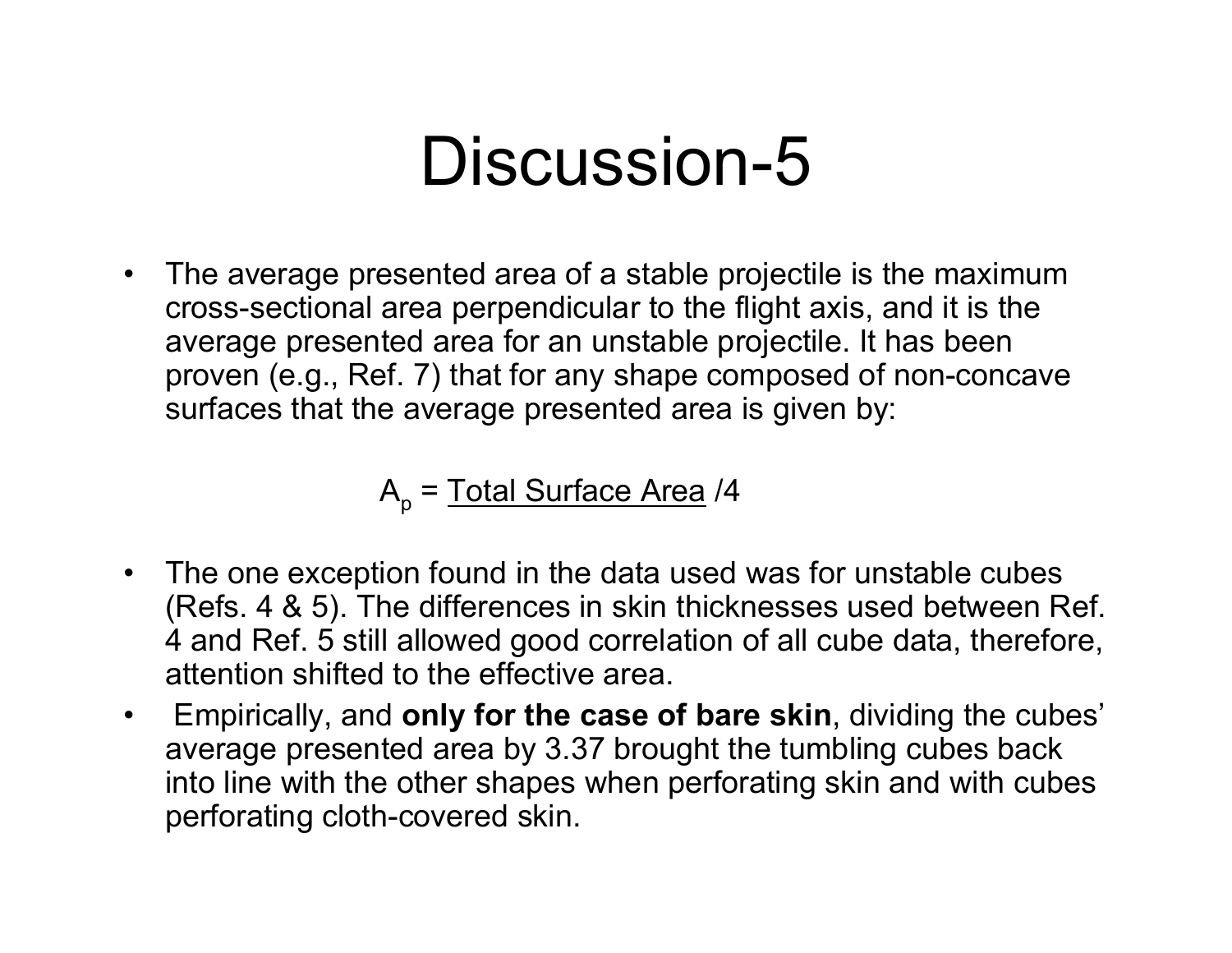# Discussion-5

- The average presented area of a stable projectile is the maximum cross-sectional area perpendicular to the flight axis, and it is the average presented area for an unstable projectile. It has been proven (e.g., Ref. 7) that for any shape composed of non-concave surfaces that the average presented area is given by:

$$A_p = \underline{\text{Total Surface Area}} / 4$$

- The one exception found in the data used was for unstable cubes (Refs. 4 & 5). The differences in skin thicknesses used between Ref. 4 and Ref. 5 still allowed good correlation of all cube data, therefore, attention shifted to the effective area.
- Empirically, and **only for the case of bare skin**, dividing the cubes' average presented area by 3.37 brought the tumbling cubes back into line with the other shapes when perforating skin and with cubes perforating cloth-covered skin.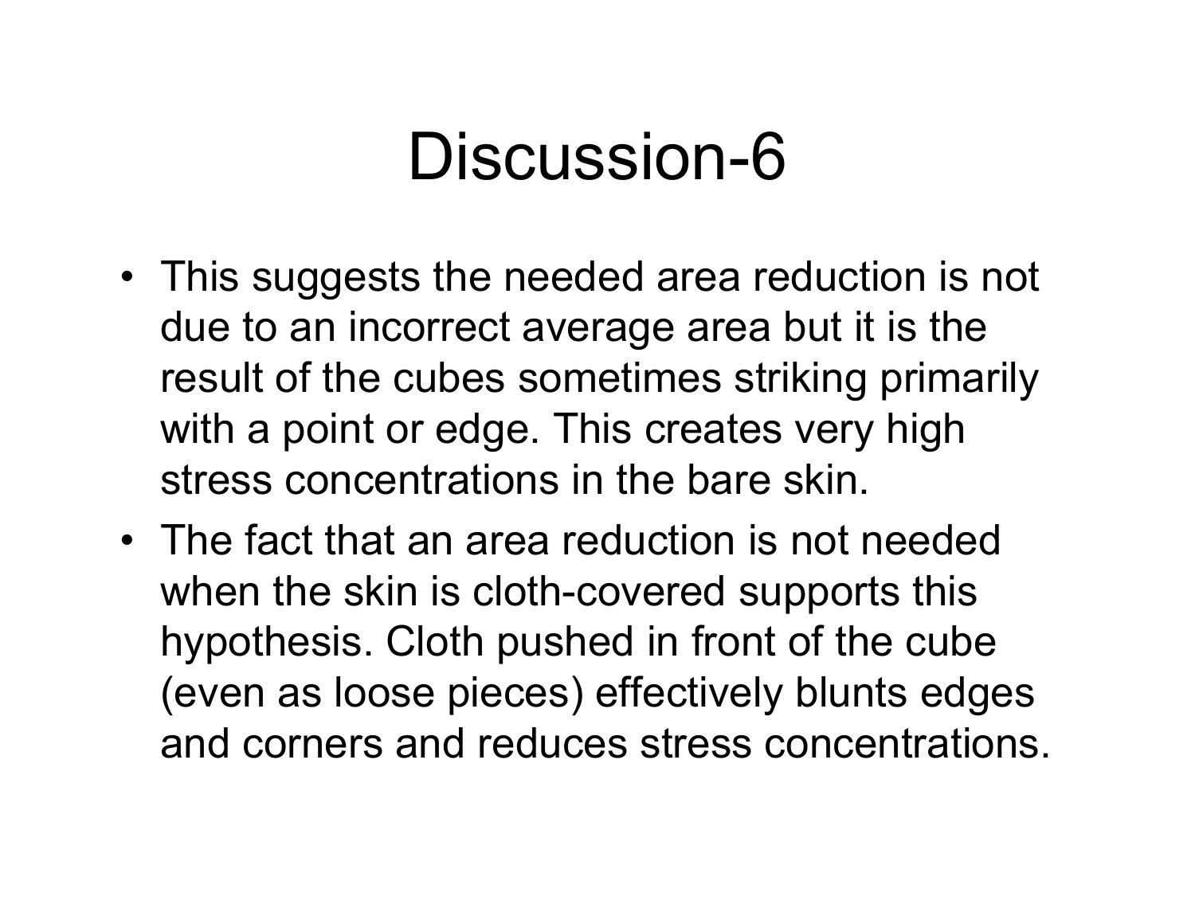# Discussion-6

- This suggests the needed area reduction is not due to an incorrect average area but it is the result of the cubes sometimes striking primarily with a point or edge. This creates very high stress concentrations in the bare skin.
- The fact that an area reduction is not needed when the skin is cloth-covered supports this hypothesis. Cloth pushed in front of the cube (even as loose pieces) effectively blunts edges and corners and reduces stress concentrations.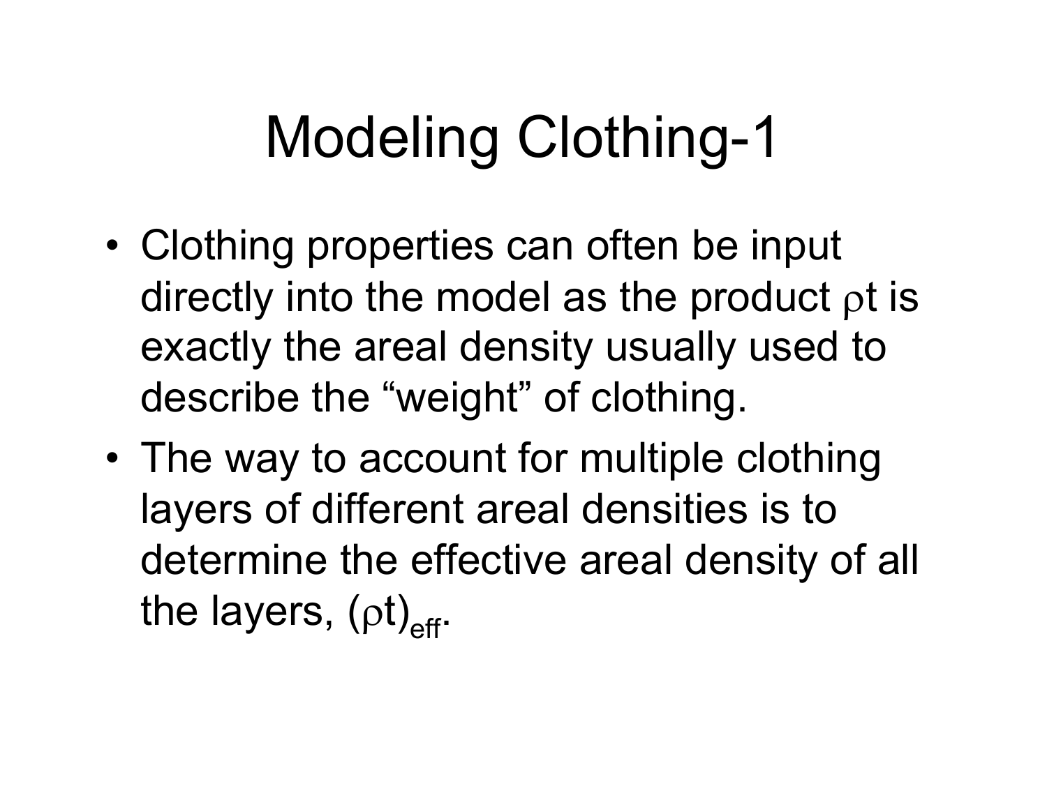# Modeling Clothing-1

- Clothing properties can often be input directly into the model as the product $\rho t$ is exactly the areal density usually used to describe the "weight" of clothing.
- The way to account for multiple clothing layers of different areal densities is to determine the effective areal density of all the layers, $(\rho t)_{eff}$.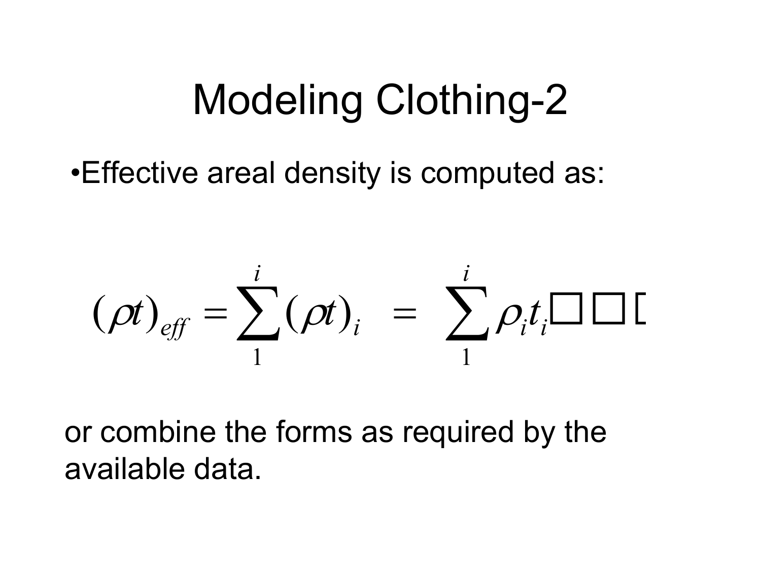# Modeling Clothing-2

- Effective areal density is computed as:

$$(\rho t)_{eff} = \sum_{1}^{i} (\rho t)_i \quad = \quad \sum_{1}^{i} \rho_i t_i$$

or combine the forms as required by the available data.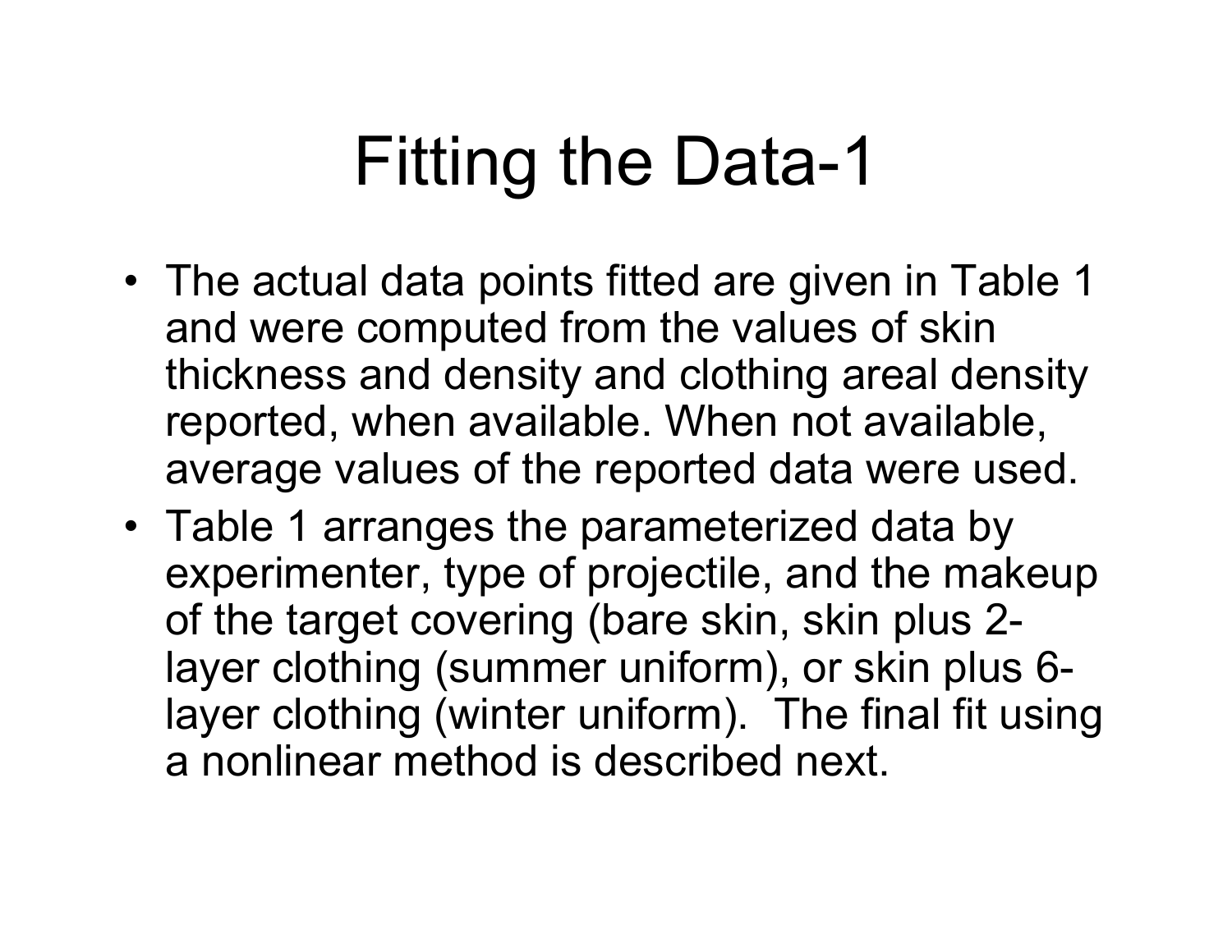# Fitting the Data-1

- The actual data points fitted are given in Table 1 and were computed from the values of skin thickness and density and clothing areal density reported, when available. When not available, average values of the reported data were used.
- Table 1 arranges the parameterized data by experimenter, type of projectile, and the makeup of the target covering (bare skin, skin plus 2-layer clothing (summer uniform), or skin plus 6-layer clothing (winter uniform). The final fit using a nonlinear method is described next.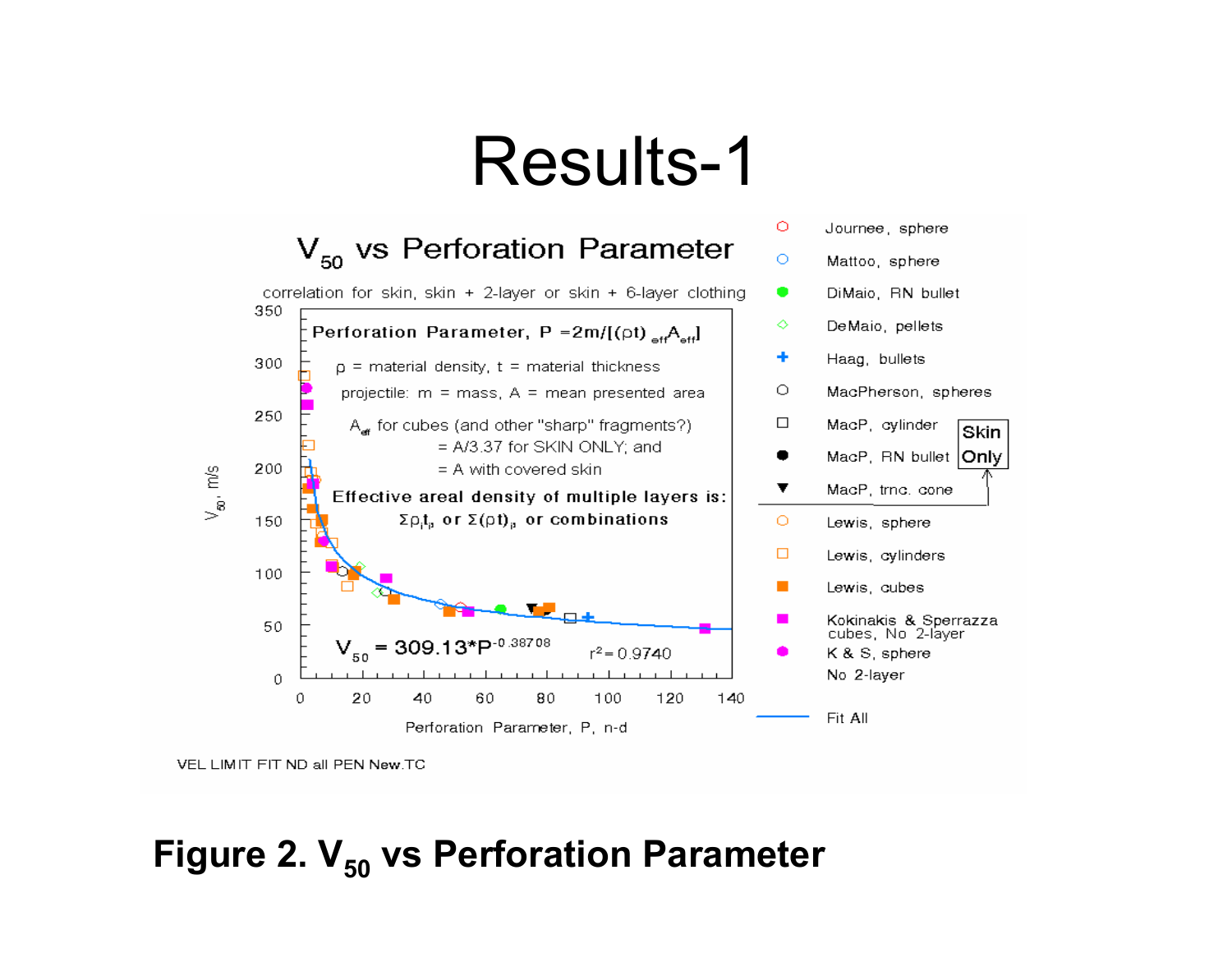# Results-1

## $V_{50}$ vs Perforation Parameter

correlation for skin, skin + 2-layer or skin + 6-layer clothing

**Perforation Parameter, $P = 2m/[(\rho t)_{eff} A_{eff}]$**

$\rho$ = material density, $t$ = material thickness

projectile: $m$ = mass, $A$ = mean presented area

$A_{eff}$ for cubes (and other "sharp" fragments?)
= $A/3.37$ for SKIN ONLY; and
= $A$ with covered skin

**Effective areal density of multiple layers is: $\Sigma \rho_i t_i$, or $\Sigma(\rho t)_i$, or combinations**

$V_{50} = 309.13 * P^{-0.38708}$

$r^2 = 0.9740$

Y-axis: $V_{50}$, m/s (0 to 350)

X-axis: Perforation Parameter, P, n-d (0 to 140)

Legend:

- Journee, sphere
- Mattoo, sphere
- DiMaio, RN bullet
- DeMaio, pellets
- Haag, bullets
- MacPherson, spheres
- MacP, cylinder (Skin Only)
- MacP, RN bullet (Skin Only)
- MacP, trnc. cone (Skin Only)
- Lewis, sphere
- Lewis, cylinders
- Lewis, cubes
- Kokinakis & Sperrazza cubes, No 2-layer
- K & S, sphere No 2-layer
- Fit All

VEL LIMIT FIT ND all PEN New.TC

**Figure 2. $V_{50}$ vs Perforation Parameter**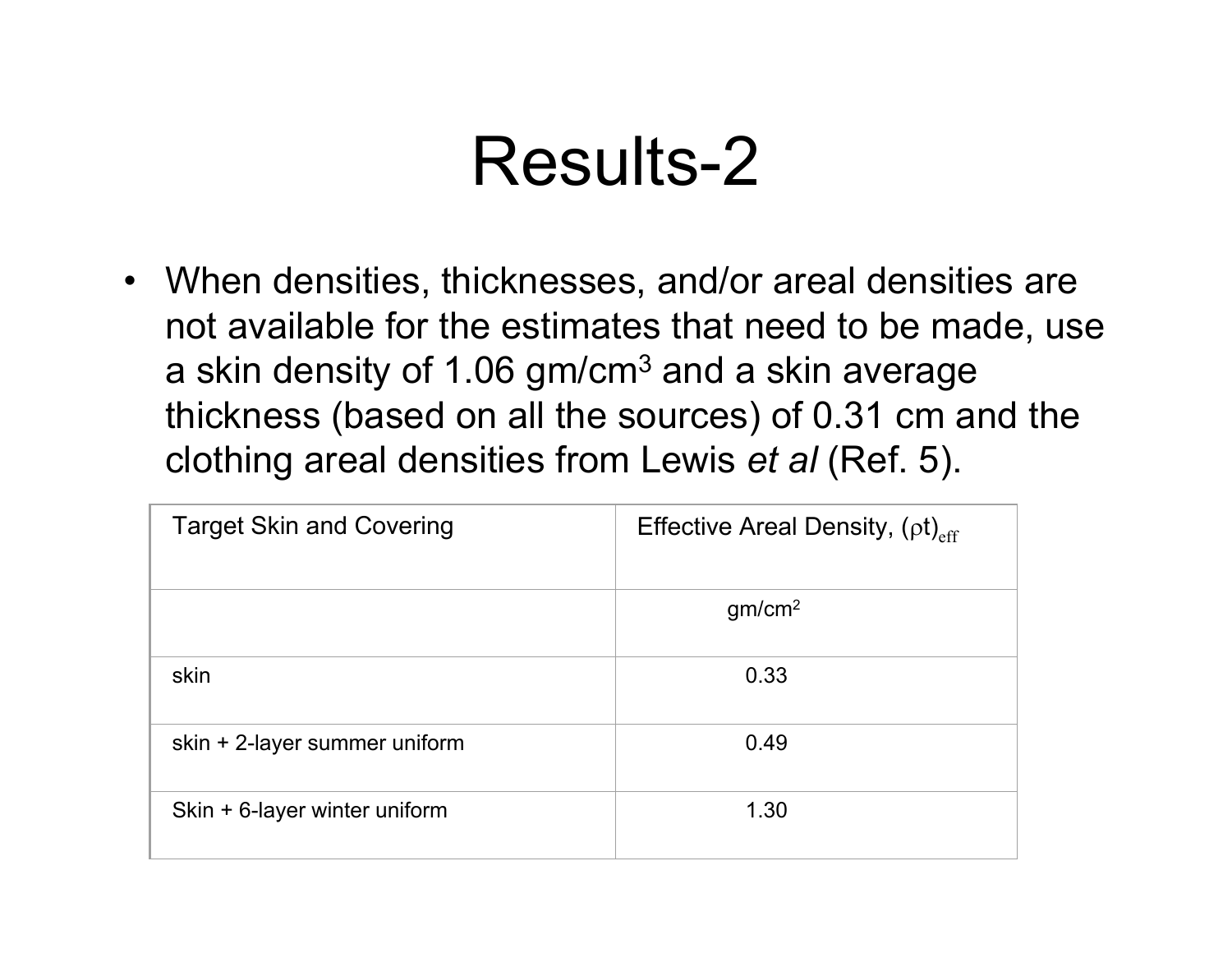# Results-2

- When densities, thicknesses, and/or areal densities are not available for the estimates that need to be made, use a skin density of 1.06 $gm/cm^3$ and a skin average thickness (based on all the sources) of 0.31 cm and the clothing areal densities from Lewis *et al* (Ref. 5).

| Target Skin and Covering | Effective Areal Density, $(\rho t)_{eff}$ |
|---|---|
| | $gm/cm^2$ |
| skin | 0.33 |
| skin + 2-layer summer uniform | 0.49 |
| Skin + 6-layer winter uniform | 1.30 |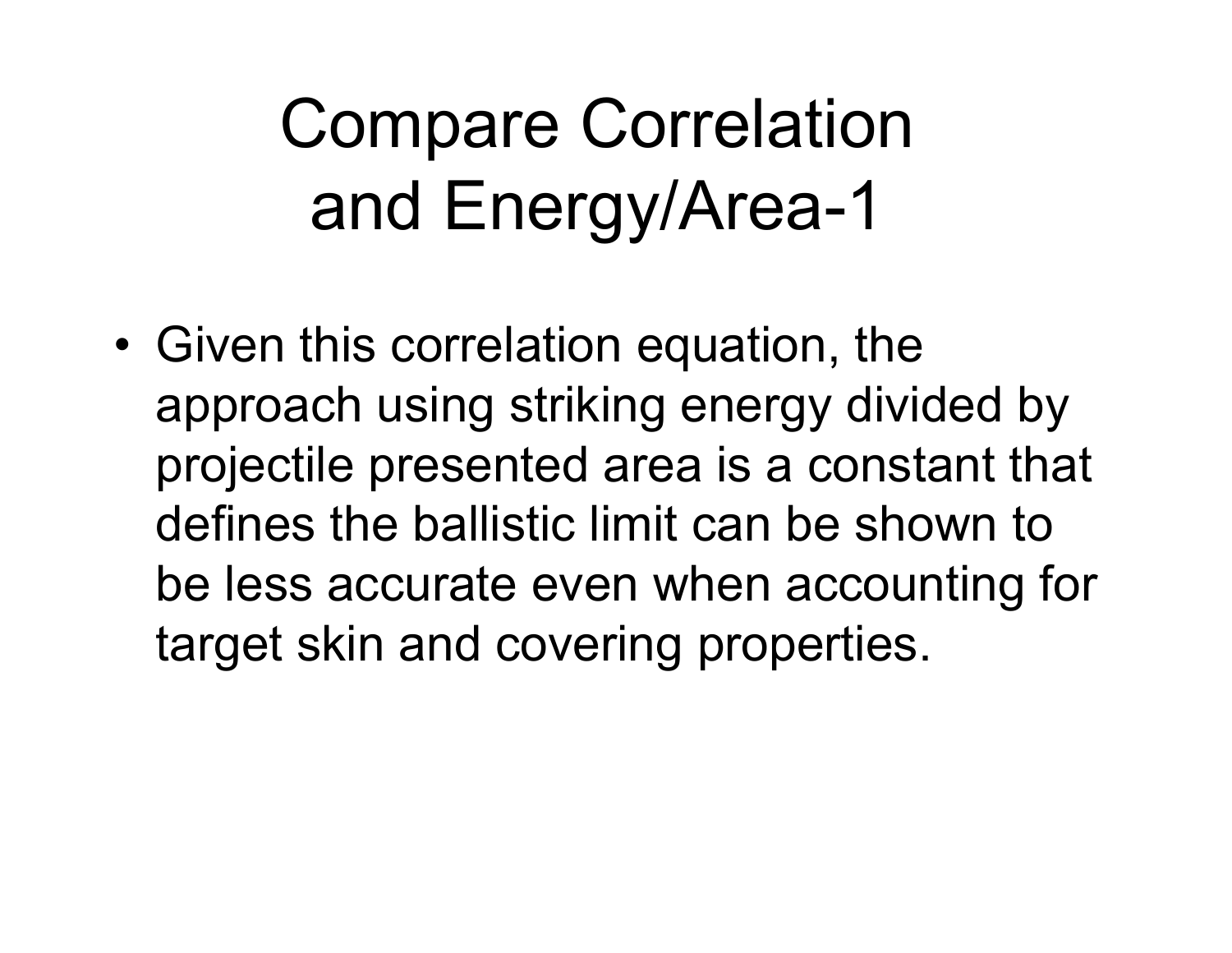# Compare Correlation and Energy/Area-1

- Given this correlation equation, the approach using striking energy divided by projectile presented area is a constant that defines the ballistic limit can be shown to be less accurate even when accounting for target skin and covering properties.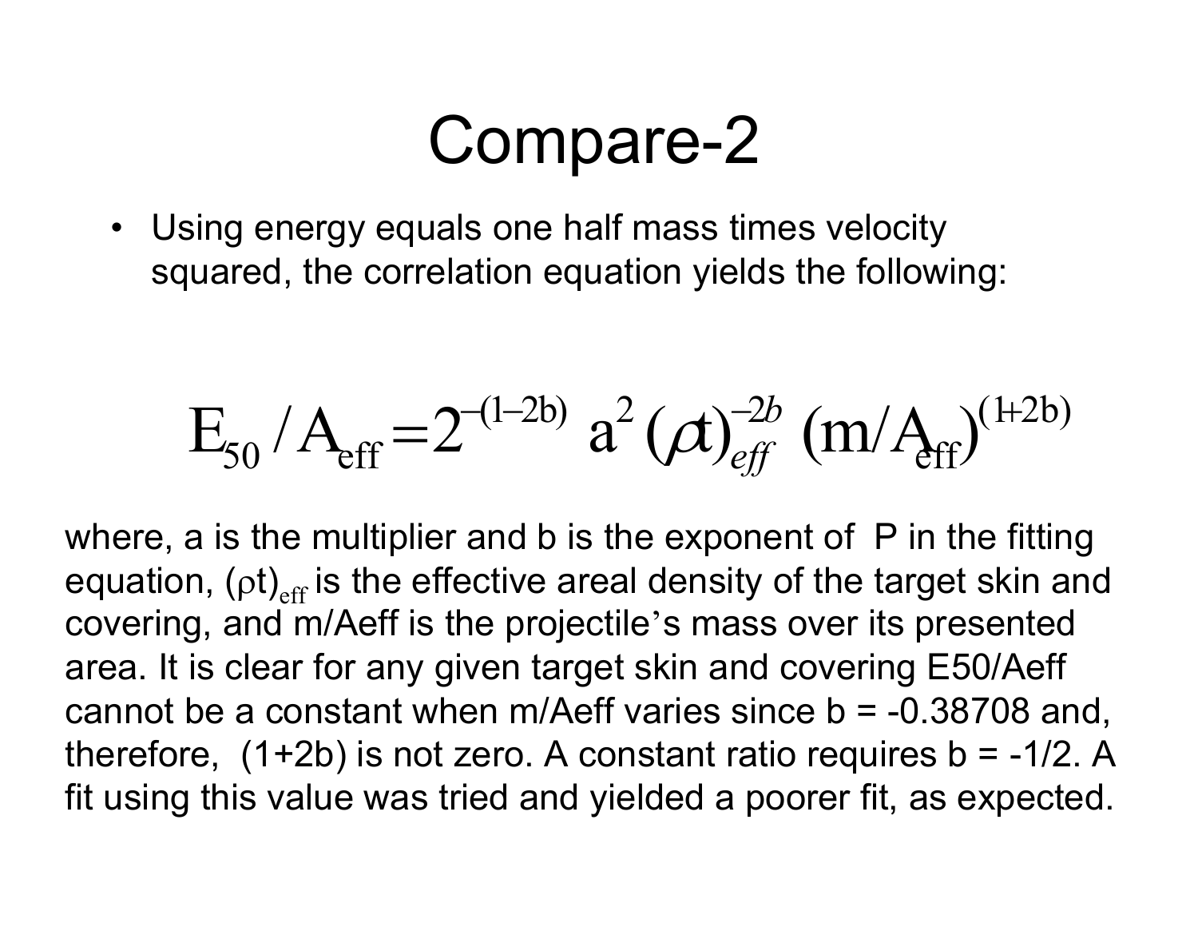# Compare-2

- Using energy equals one half mass times velocity squared, the correlation equation yields the following:

$$E_{50}/A_{\mathrm{eff}} = 2^{-(1-2b)}\ a^2\, (\rho t)_{eff}^{-2b}\ (m/A_{\mathrm{eff}})^{(1+2b)}$$

where, a is the multiplier and b is the exponent of P in the fitting equation, $(\rho t)_{\mathrm{eff}}$ is the effective areal density of the target skin and covering, and m/Aeff is the projectile's mass over its presented area. It is clear for any given target skin and covering E50/Aeff cannot be a constant when m/Aeff varies since b = -0.38708 and, therefore, (1+2b) is not zero. A constant ratio requires b = -1/2. A fit using this value was tried and yielded a poorer fit, as expected.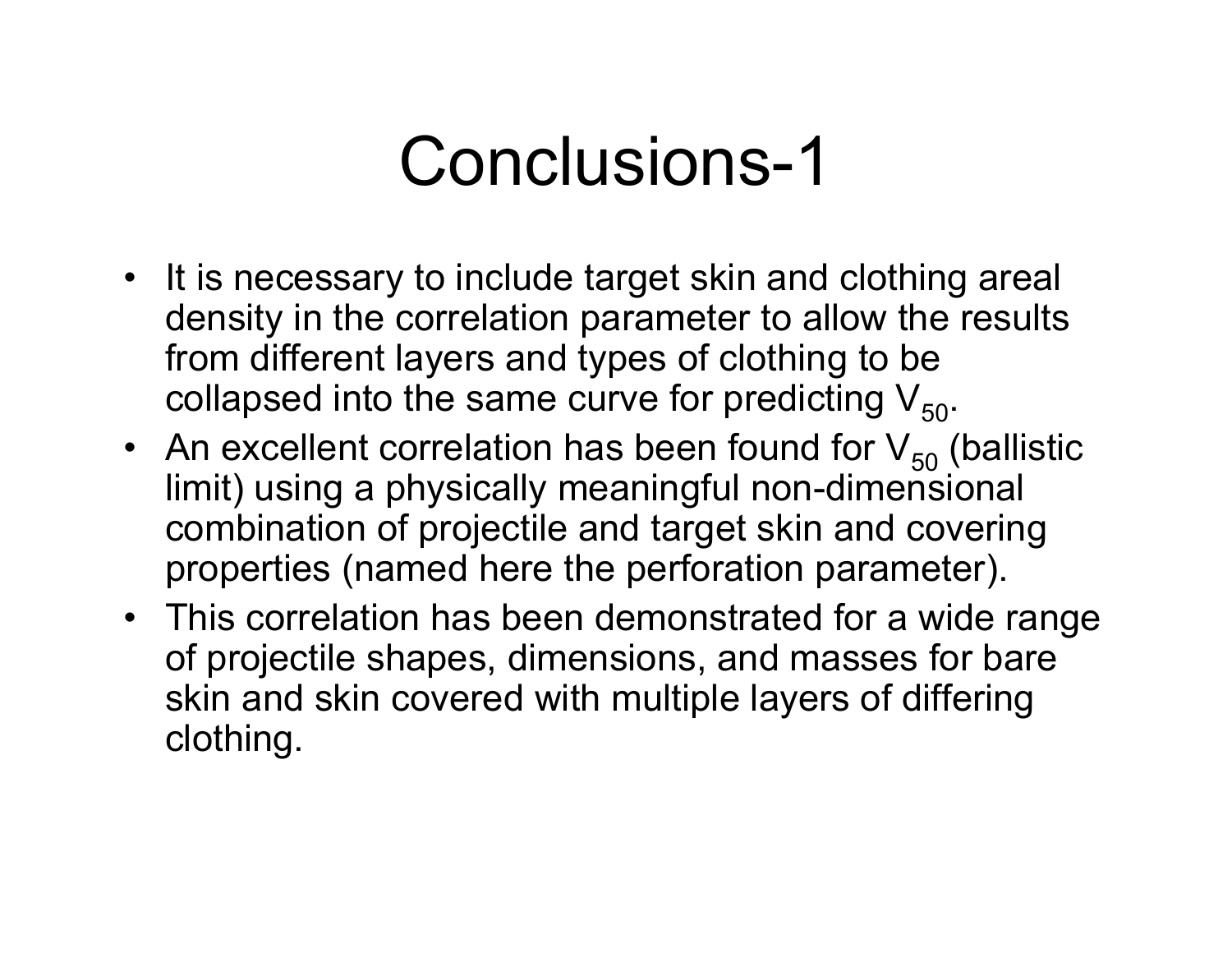# Conclusions-1

- It is necessary to include target skin and clothing areal density in the correlation parameter to allow the results from different layers and types of clothing to be collapsed into the same curve for predicting $V_{50}$.
- An excellent correlation has been found for $V_{50}$ (ballistic limit) using a physically meaningful non-dimensional combination of projectile and target skin and covering properties (named here the perforation parameter).
- This correlation has been demonstrated for a wide range of projectile shapes, dimensions, and masses for bare skin and skin covered with multiple layers of differing clothing.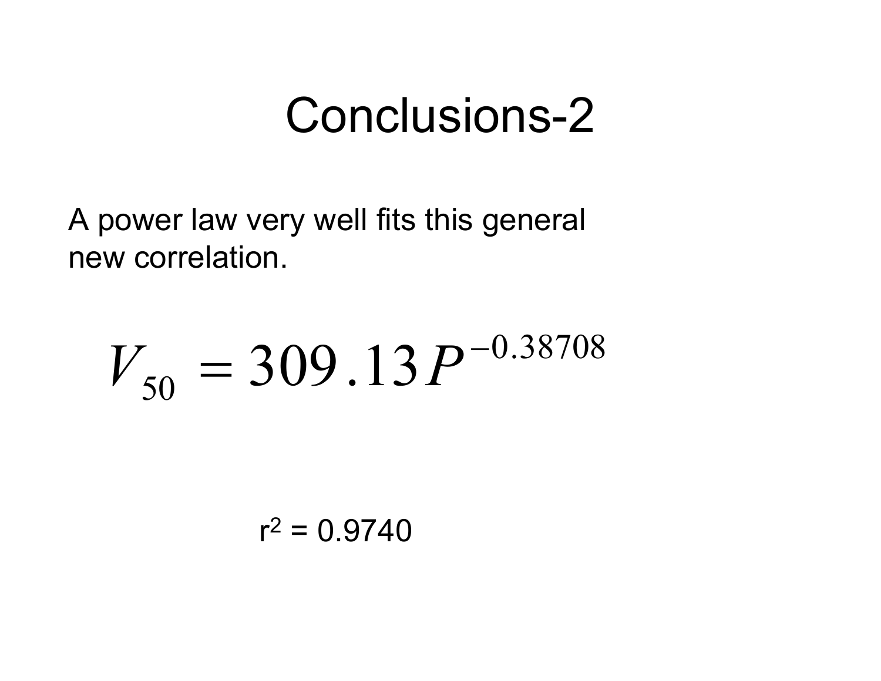# Conclusions-2

A power law very well fits this general new correlation.

$$V_{50} = 309.13\,P^{-0.38708}$$

$r^2 = 0.9740$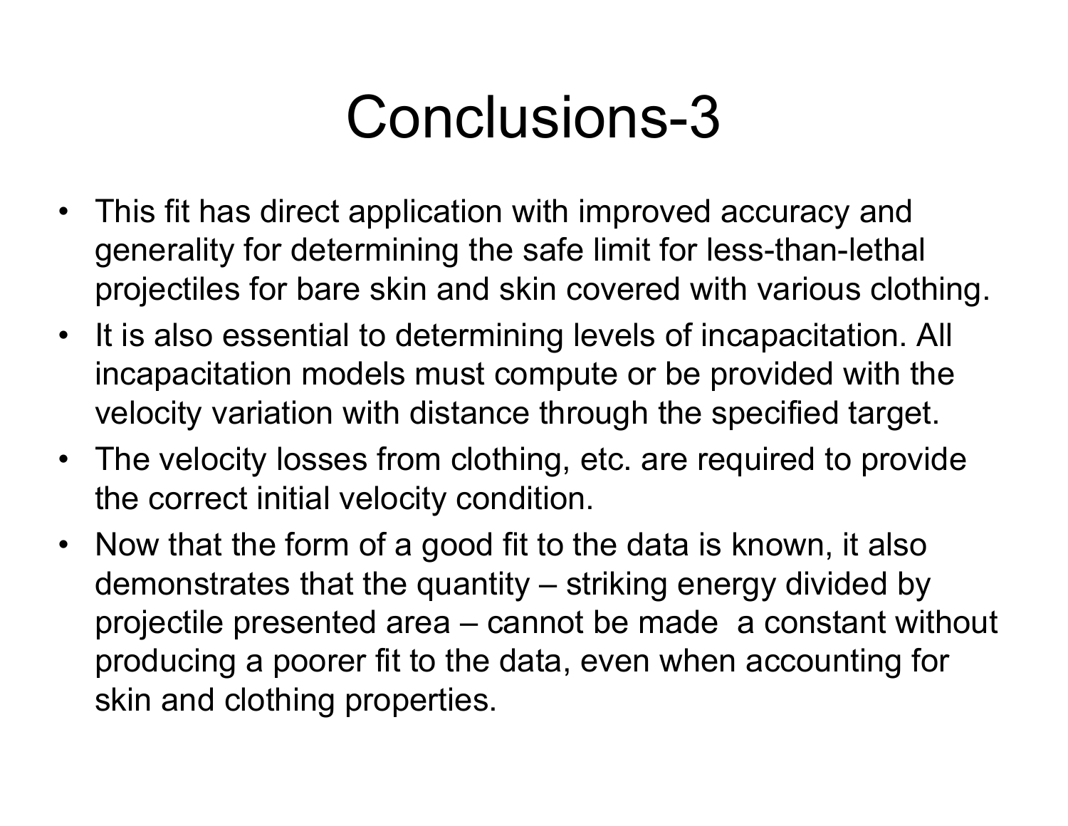# Conclusions-3

- This fit has direct application with improved accuracy and generality for determining the safe limit for less-than-lethal projectiles for bare skin and skin covered with various clothing.
- It is also essential to determining levels of incapacitation. All incapacitation models must compute or be provided with the velocity variation with distance through the specified target.
- The velocity losses from clothing, etc. are required to provide the correct initial velocity condition.
- Now that the form of a good fit to the data is known, it also demonstrates that the quantity – striking energy divided by projectile presented area – cannot be made a constant without producing a poorer fit to the data, even when accounting for skin and clothing properties.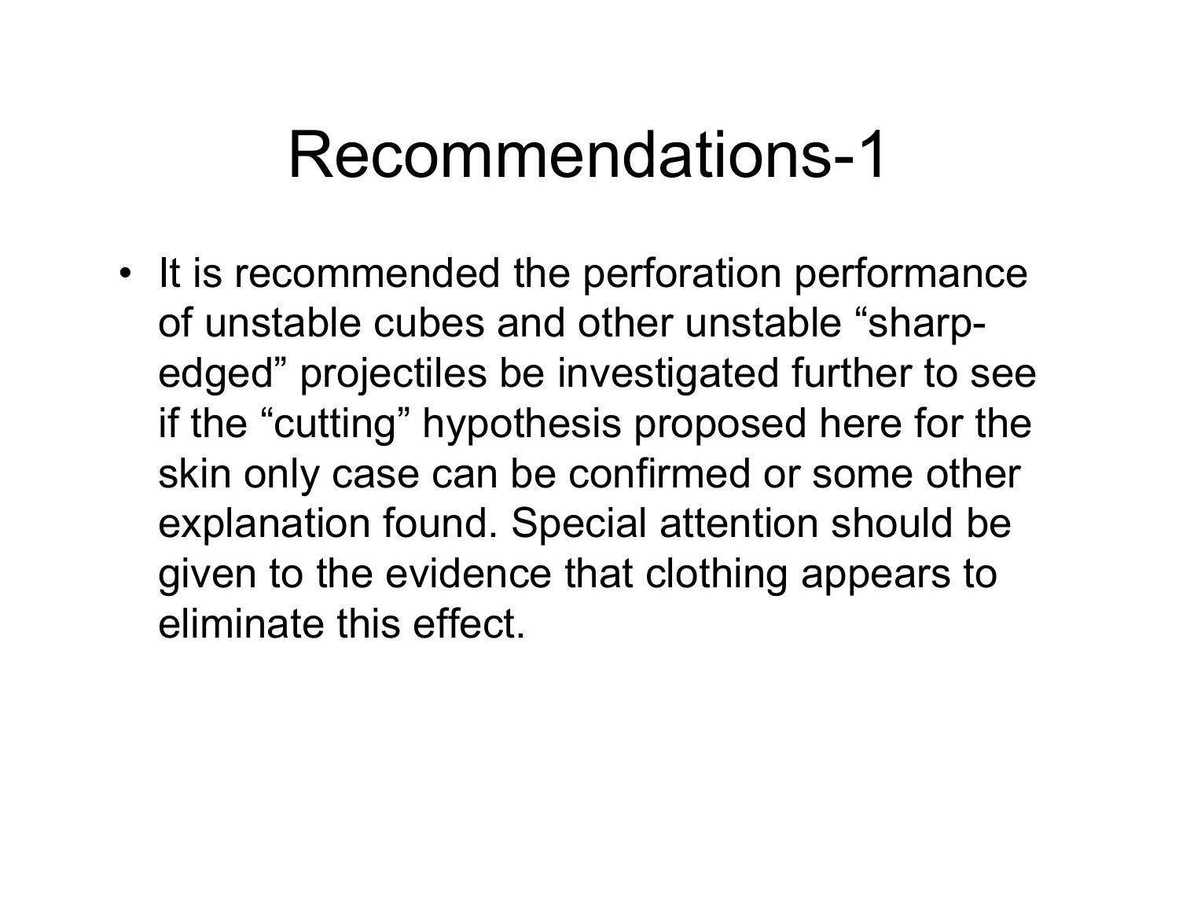# Recommendations-1

- It is recommended the perforation performance of unstable cubes and other unstable “sharp-edged” projectiles be investigated further to see if the “cutting” hypothesis proposed here for the skin only case can be confirmed or some other explanation found. Special attention should be given to the evidence that clothing appears to eliminate this effect.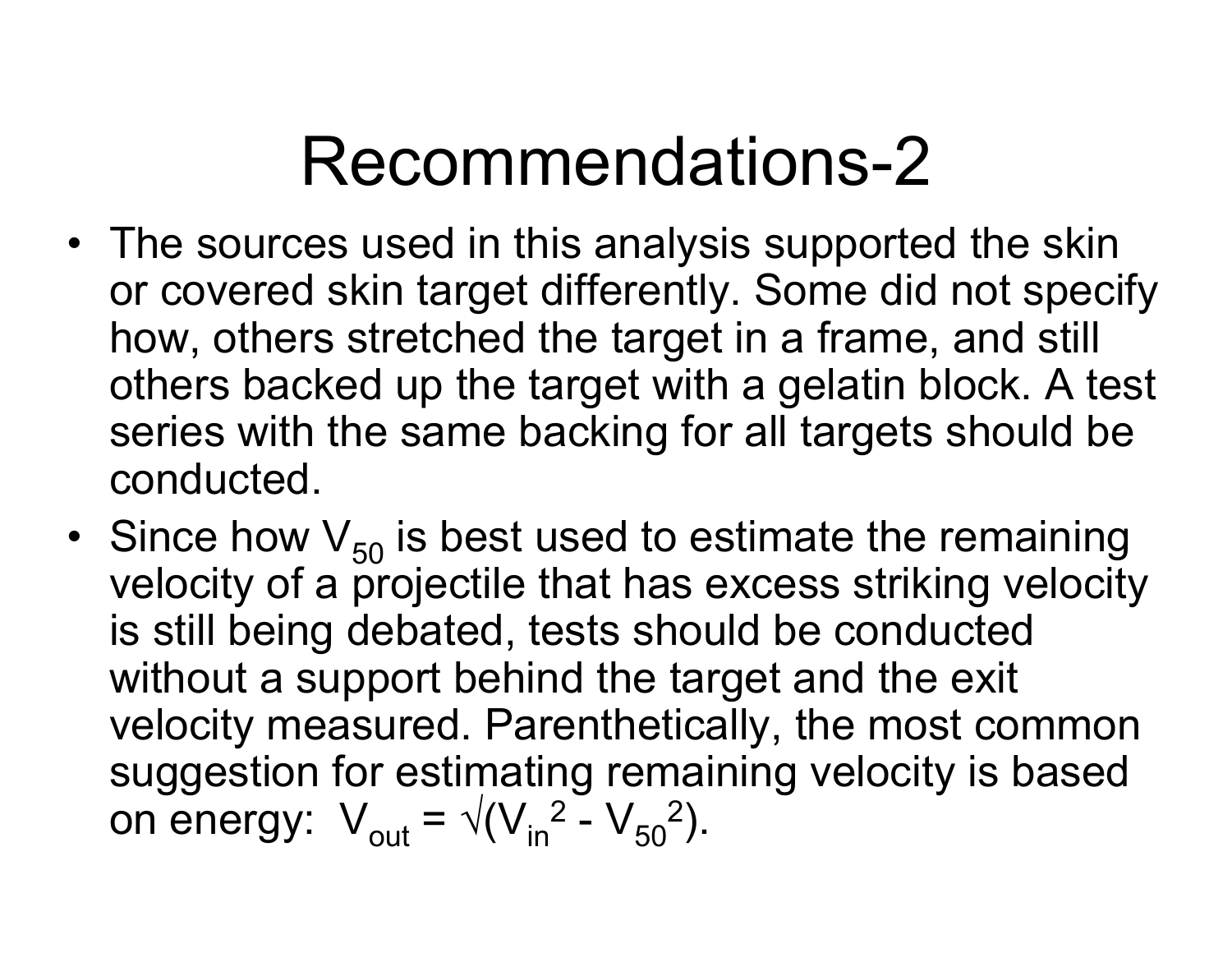# Recommendations-2

- The sources used in this analysis supported the skin or covered skin target differently. Some did not specify how, others stretched the target in a frame, and still others backed up the target with a gelatin block. A test series with the same backing for all targets should be conducted.
- Since how $V_{50}$ is best used to estimate the remaining velocity of a projectile that has excess striking velocity is still being debated, tests should be conducted without a support behind the target and the exit velocity measured. Parenthetically, the most common suggestion for estimating remaining velocity is based on energy: $V_{out} = \sqrt{(V_{in}^2 - V_{50}^2)}$.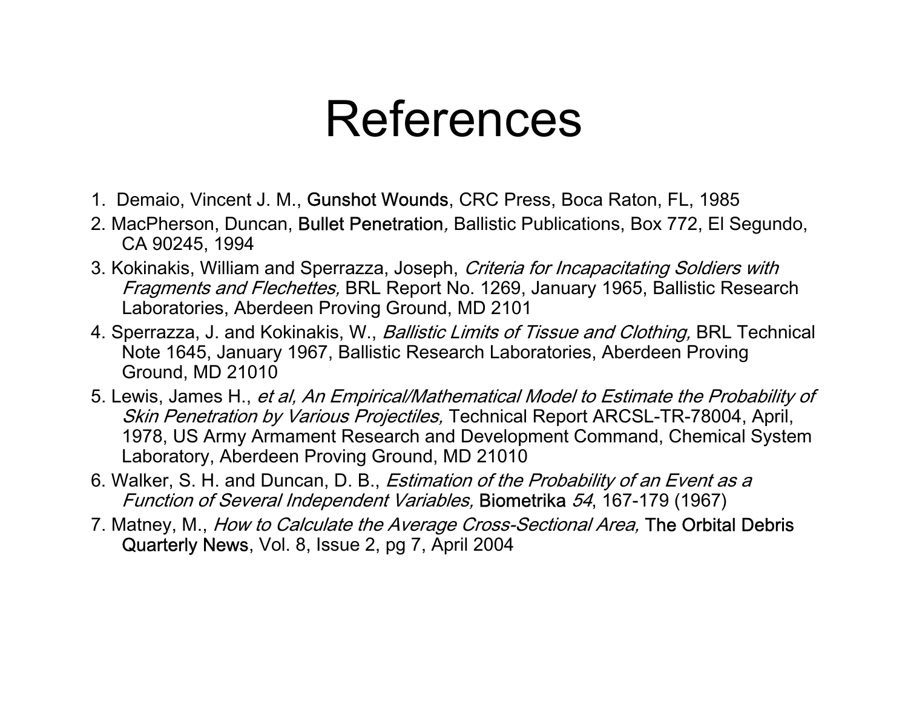# References

1. Demaio, Vincent J. M., Gunshot Wounds, CRC Press, Boca Raton, FL, 1985
2. MacPherson, Duncan, Bullet Penetration*,* Ballistic Publications, Box 772, El Segundo, CA 90245, 1994
3. Kokinakis, William and Sperrazza, Joseph, *Criteria for Incapacitating Soldiers with Fragments and Flechettes,* BRL Report No. 1269, January 1965, Ballistic Research Laboratories, Aberdeen Proving Ground, MD 2101
4. Sperrazza, J. and Kokinakis, W., *Ballistic Limits of Tissue and Clothing,* BRL Technical Note 1645, January 1967, Ballistic Research Laboratories, Aberdeen Proving Ground, MD 21010
5. Lewis, James H., *et al, An Empirical/Mathematical Model to Estimate the Probability of Skin Penetration by Various Projectiles,* Technical Report ARCSL-TR-78004, April, 1978, US Army Armament Research and Development Command, Chemical System Laboratory, Aberdeen Proving Ground, MD 21010
6. Walker, S. H. and Duncan, D. B., *Estimation of the Probability of an Event as a Function of Several Independent Variables,* Biometrika *54*, 167-179 (1967)
7. Matney, M., *How to Calculate the Average Cross-Sectional Area,* The Orbital Debris Quarterly News, Vol. 8, Issue 2, pg 7, April 2004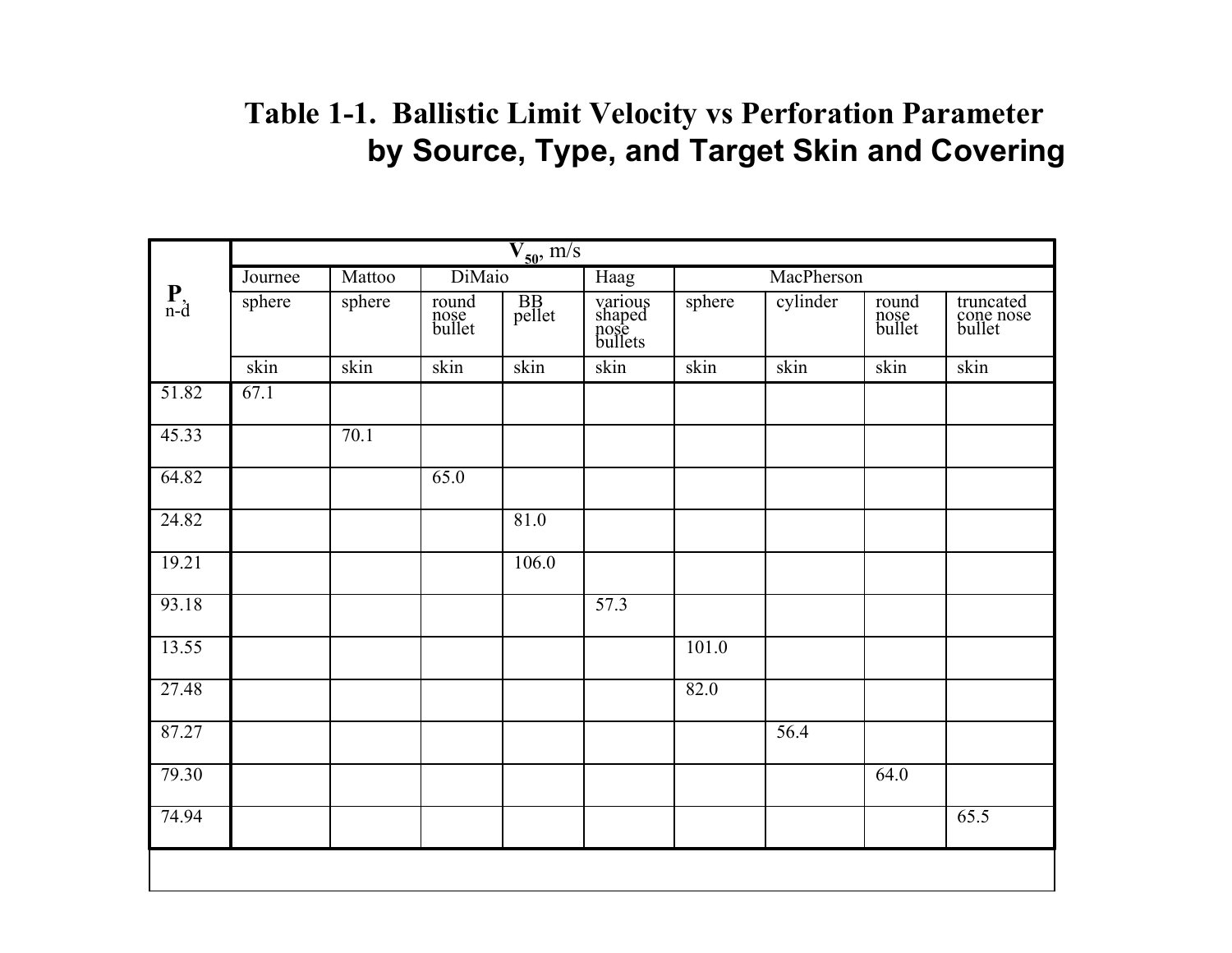# Table 1-1. Ballistic Limit Velocity vs Perforation Parameter by Source, Type, and Target Skin and Covering

| $P$, n-d | $V_{50}$, m/s | | | | | | | | |
|---|---|---|---|---|---|---|---|---|---|
| | Journee | Mattoo | DiMaio | | Haag | MacPherson | | | |
| | sphere | sphere | round nose bullet | BB pellet | various shaped nose bullets | sphere | cylinder | round nose bullet | truncated cone nose bullet |
| | skin | skin | skin | skin | skin | skin | skin | skin | skin |
| 51.82 | 67.1 | | | | | | | | |
| 45.33 | | 70.1 | | | | | | | |
| 64.82 | | | 65.0 | | | | | | |
| 24.82 | | | | 81.0 | | | | | |
| 19.21 | | | | 106.0 | | | | | |
| 93.18 | | | | | 57.3 | | | | |
| 13.55 | | | | | | 101.0 | | | |
| 27.48 | | | | | | 82.0 | | | |
| 87.27 | | | | | | | 56.4 | | |
| 79.30 | | | | | | | | 64.0 | |
| 74.94 | | | | | | | | | 65.5 |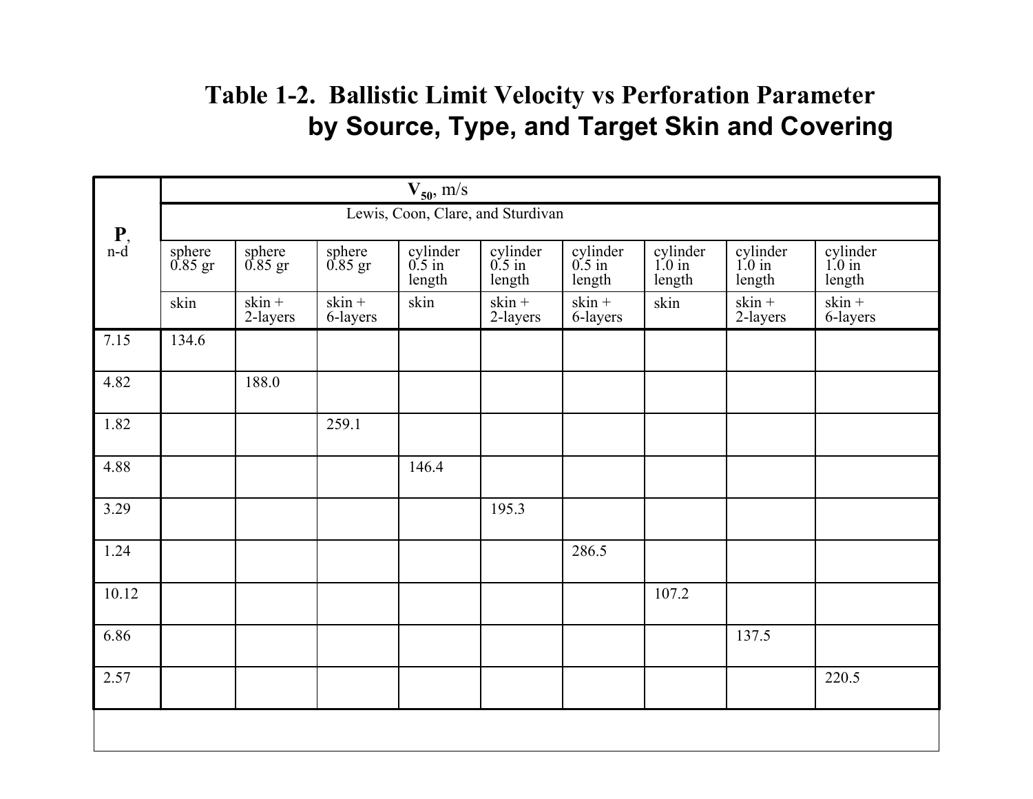# Table 1-2. Ballistic Limit Velocity vs Perforation Parameter by Source, Type, and Target Skin and Covering

| **P**, n-d | $V_{50}$, m/s | | | | | | | | |
|---|---|---|---|---|---|---|---|---|---|
| | Lewis, Coon, Clare, and Sturdivan | | | | | | | | |
| | sphere 0.85 gr | sphere 0.85 gr | sphere 0.85 gr | cylinder 0.5 in length | cylinder 0.5 in length | cylinder 0.5 in length | cylinder 1.0 in length | cylinder 1.0 in length | cylinder 1.0 in length |
| | skin | skin + 2-layers | skin + 6-layers | skin | skin + 2-layers | skin + 6-layers | skin | skin + 2-layers | skin + 6-layers |
| 7.15 | 134.6 | | | | | | | | |
| 4.82 | | 188.0 | | | | | | | |
| 1.82 | | | 259.1 | | | | | | |
| 4.88 | | | | 146.4 | | | | | |
| 3.29 | | | | | 195.3 | | | | |
| 1.24 | | | | | | 286.5 | | | |
| 10.12 | | | | | | | 107.2 | | |
| 6.86 | | | | | | | | 137.5 | |
| 2.57 | | | | | | | | | 220.5 |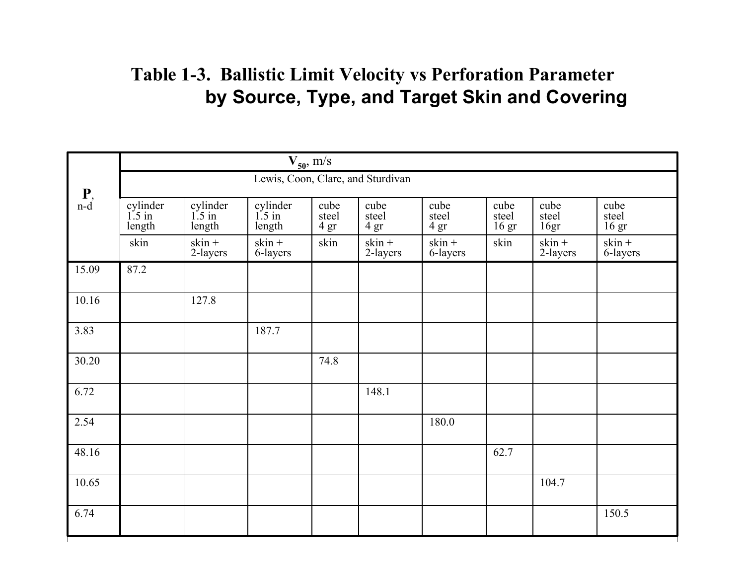# Table 1-3. Ballistic Limit Velocity vs Perforation Parameter by Source, Type, and Target Skin and Covering

| **P**, n-d | $V_{50}$, m/s | | | | | | | | |
|---|---|---|---|---|---|---|---|---|---|
| | Lewis, Coon, Clare, and Sturdivan | | | | | | | | |
| | cylinder 1.5 in length | cylinder 1.5 in length | cylinder 1.5 in length | cube steel 4 gr | cube steel 4 gr | cube steel 4 gr | cube steel 16 gr | cube steel 16gr | cube steel 16 gr |
| | skin | skin + 2-layers | skin + 6-layers | skin | skin + 2-layers | skin + 6-layers | skin | skin + 2-layers | skin + 6-layers |
| 15.09 | 87.2 | | | | | | | | |
| 10.16 | | 127.8 | | | | | | | |
| 3.83 | | | 187.7 | | | | | | |
| 30.20 | | | | 74.8 | | | | | |
| 6.72 | | | | | 148.1 | | | | |
| 2.54 | | | | | | 180.0 | | | |
| 48.16 | | | | | | | 62.7 | | |
| 10.65 | | | | | | | | 104.7 | |
| 6.74 | | | | | | | | | 150.5 |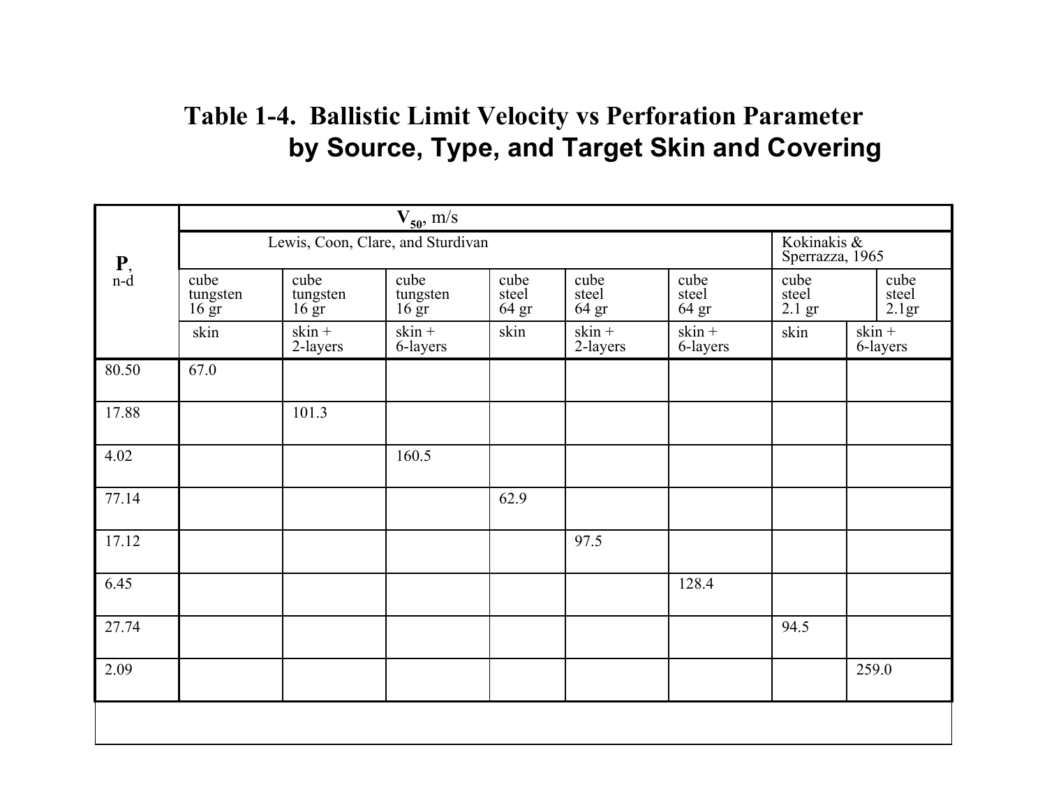# Table 1-4. Ballistic Limit Velocity vs Perforation Parameter by Source, Type, and Target Skin and Covering

| **P**, n-d | $V_{50}$, m/s | | | | | | | |
|---|---|---|---|---|---|---|---|---|
| | Lewis, Coon, Clare, and Sturdivan | | | | | | Kokinakis & Sperrazza, 1965 | |
| | cube tungsten 16 gr | cube tungsten 16 gr | cube tungsten 16 gr | cube steel 64 gr | cube steel 64 gr | cube steel 64 gr | cube steel 2.1 gr | cube steel 2.1gr |
| | skin | skin + 2-layers | skin + 6-layers | skin | skin + 2-layers | skin + 6-layers | skin | skin + 6-layers |
| 80.50 | 67.0 | | | | | | | |
| 17.88 | | 101.3 | | | | | | |
| 4.02 | | | 160.5 | | | | | |
| 77.14 | | | | 62.9 | | | | |
| 17.12 | | | | | 97.5 | | | |
| 6.45 | | | | | | 128.4 | | |
| 27.74 | | | | | | | 94.5 | |
| 2.09 | | | | | | | | 259.0 |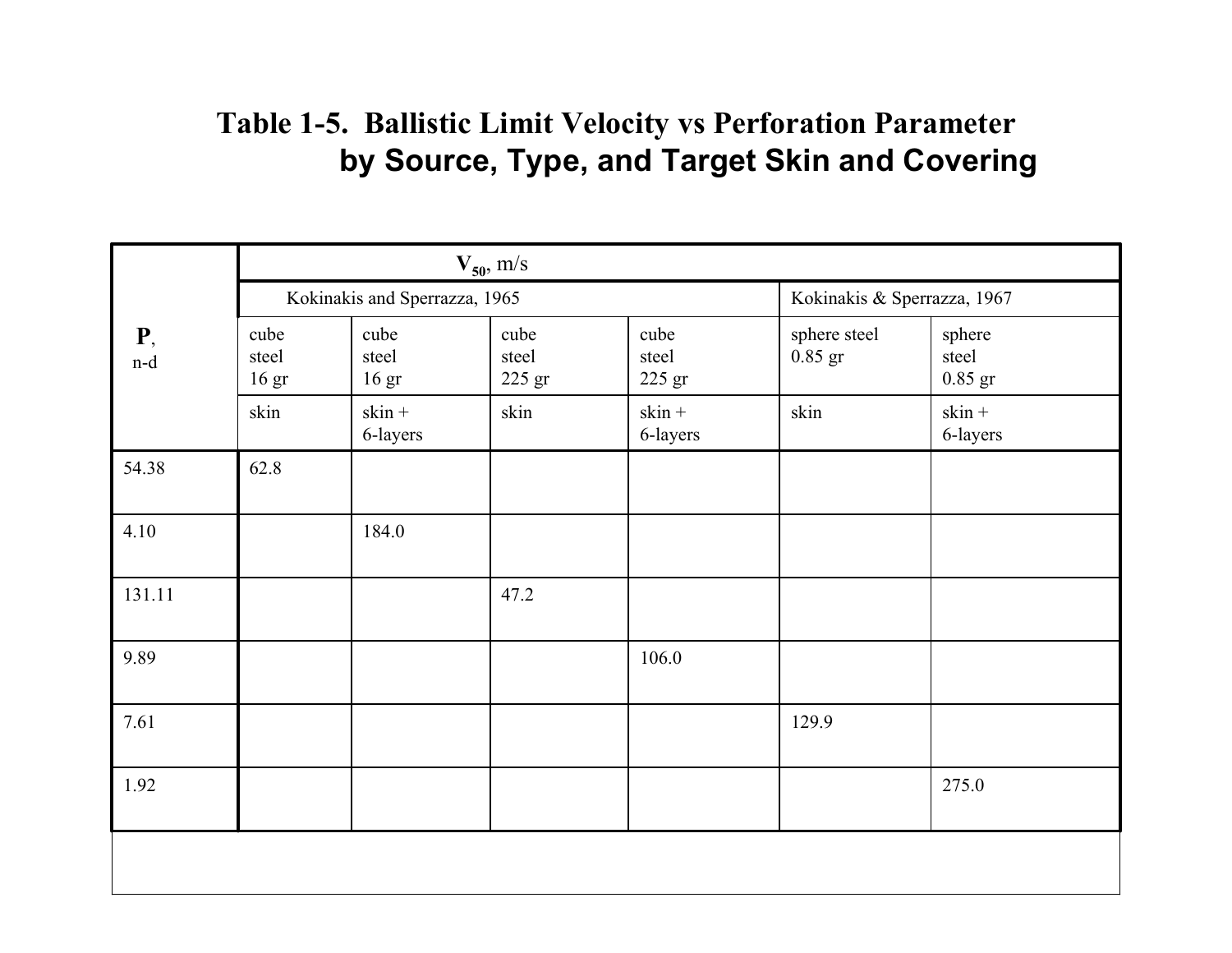# Table 1-5. Ballistic Limit Velocity vs Perforation Parameter by Source, Type, and Target Skin and Covering

| **P**, n-d | $V_{50}$, m/s | | | | | |
|---|---|---|---|---|---|---|
| | Kokinakis and Sperrazza, 1965 | | | | Kokinakis & Sperrazza, 1967 | |
| | cube steel 16 gr | cube steel 16 gr | cube steel 225 gr | cube steel 225 gr | sphere steel 0.85 gr | sphere steel 0.85 gr |
| | skin | skin + 6-layers | skin | skin + 6-layers | skin | skin + 6-layers |
| 54.38 | 62.8 | | | | | |
| 4.10 | | 184.0 | | | | |
| 131.11 | | | 47.2 | | | |
| 9.89 | | | | 106.0 | | |
| 7.61 | | | | | 129.9 | |
| 1.92 | | | | | | 275.0 |